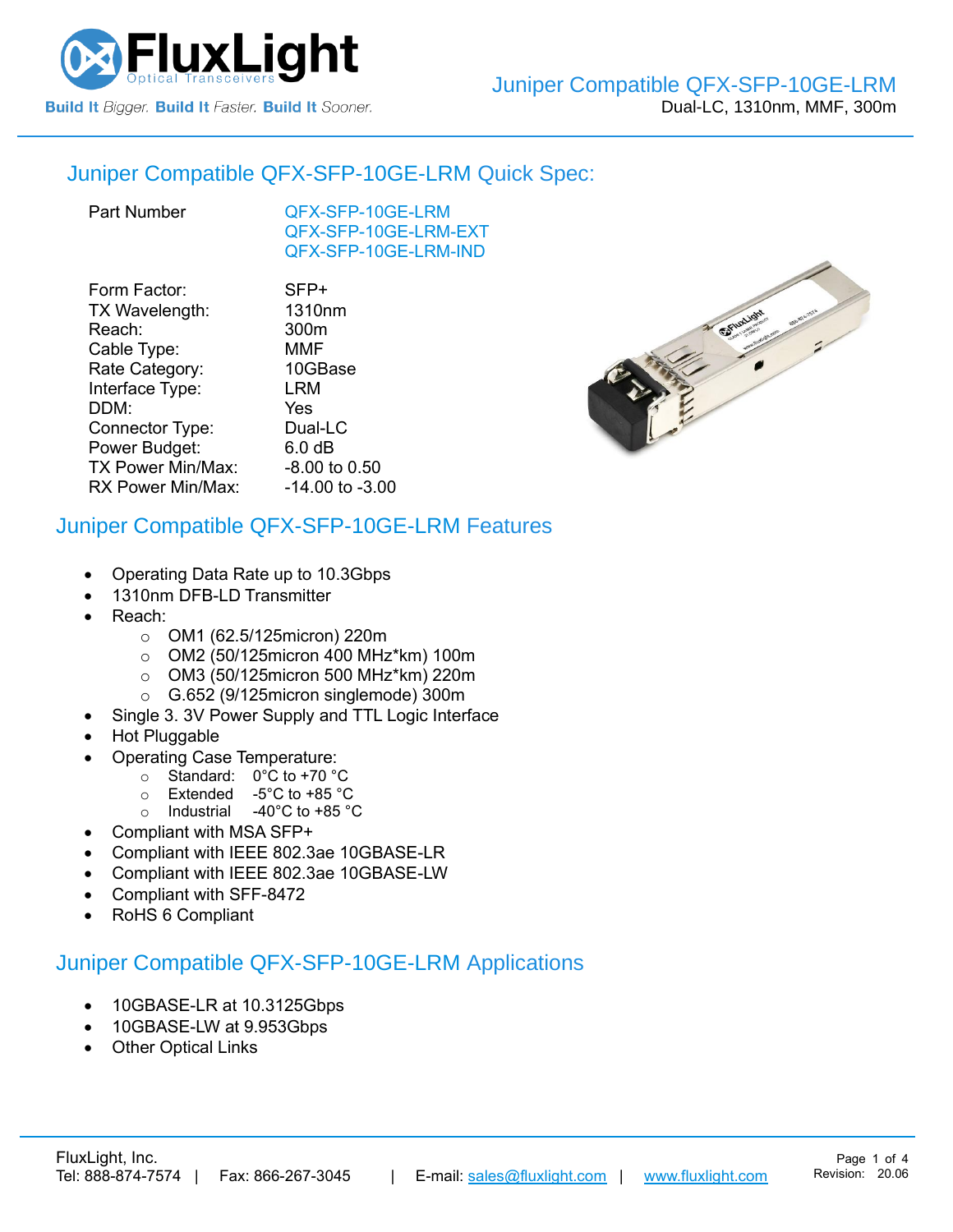# Juniper Compatible QFX-SFP-10GE-LRM

Dual-LC, 1310nm, MMF, 300m

## Juniper Compatible QFX-SFP-10GE-LRM Quick Spec:

| | |
|---|---|
| Part Number | QFX-SFP-10GE-LRM<br>QFX-SFP-10GE-LRM-EXT<br>QFX-SFP-10GE-LRM-IND |
| Form Factor: | SFP+ |
| TX Wavelength: | 1310nm |
| Reach: | 300m |
| Cable Type: | MMF |
| Rate Category: | 10GBase |
| Interface Type: | LRM |
| DDM: | Yes |
| Connector Type: | Dual-LC |
| Power Budget: | 6.0 dB |
| TX Power Min/Max: | -8.00 to 0.50 |
| RX Power Min/Max: | -14.00 to -3.00 |

## Juniper Compatible QFX-SFP-10GE-LRM Features

- Operating Data Rate up to 10.3Gbps
- 1310nm DFB-LD Transmitter
- Reach:
  - OM1 (62.5/125micron) 220m
  - OM2 (50/125micron 400 MHz*km) 100m
  - OM3 (50/125micron 500 MHz*km) 220m
  - G.652 (9/125micron singlemode) 300m
- Single 3. 3V Power Supply and TTL Logic Interface
- Hot Pluggable
- Operating Case Temperature:
  - Standard: 0°C to +70 °C
  - Extended -5°C to +85 °C
  - Industrial -40°C to +85 °C
- Compliant with MSA SFP+
- Compliant with IEEE 802.3ae 10GBASE-LR
- Compliant with IEEE 802.3ae 10GBASE-LW
- Compliant with SFF-8472
- RoHS 6 Compliant

## Juniper Compatible QFX-SFP-10GE-LRM Applications

- 10GBASE-LR at 10.3125Gbps
- 10GBASE-LW at 9.953Gbps
- Other Optical Links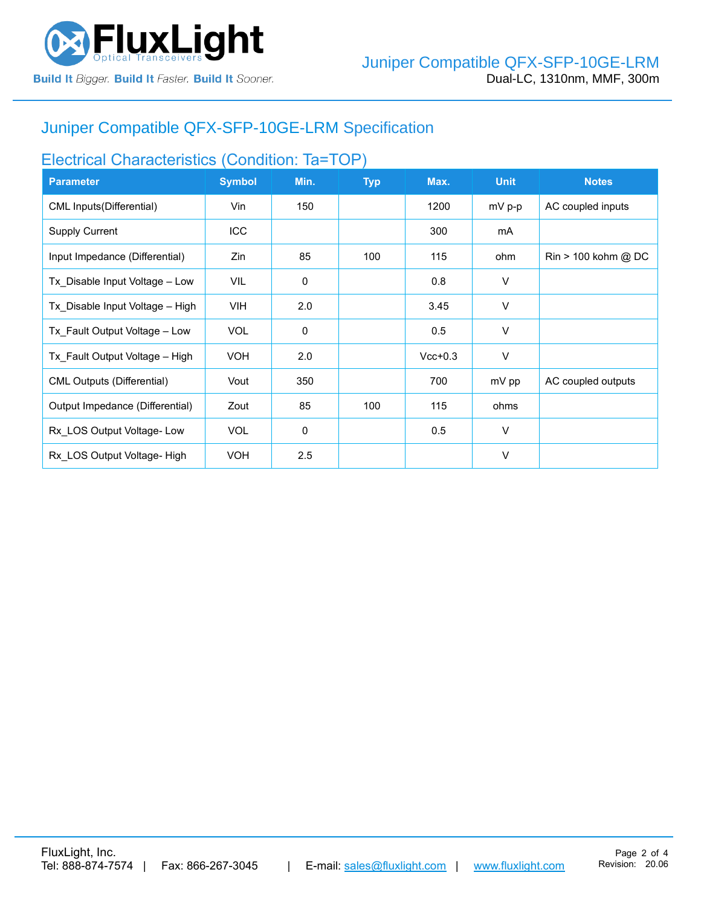# Juniper Compatible QFX-SFP-10GE-LRM Specification

## Electrical Characteristics (Condition: Ta=TOP)

| Parameter | Symbol | Min. | Typ | Max. | Unit | Notes |
|---|---|---|---|---|---|---|
| CML Inputs(Differential) | Vin | 150 | | 1200 | mV p-p | AC coupled inputs |
| Supply Current | ICC | | | 300 | mA | |
| Input Impedance (Differential) | Zin | 85 | 100 | 115 | ohm | Rin > 100 kohm @ DC |
| Tx_Disable Input Voltage – Low | VIL | 0 | | 0.8 | V | |
| Tx_Disable Input Voltage – High | VIH | 2.0 | | 3.45 | V | |
| Tx_Fault Output Voltage – Low | VOL | 0 | | 0.5 | V | |
| Tx_Fault Output Voltage – High | VOH | 2.0 | | Vcc+0.3 | V | |
| CML Outputs (Differential) | Vout | 350 | | 700 | mV pp | AC coupled outputs |
| Output Impedance (Differential) | Zout | 85 | 100 | 115 | ohms | |
| Rx_LOS Output Voltage- Low | VOL | 0 | | 0.5 | V | |
| Rx_LOS Output Voltage- High | VOH | 2.5 | | | V | |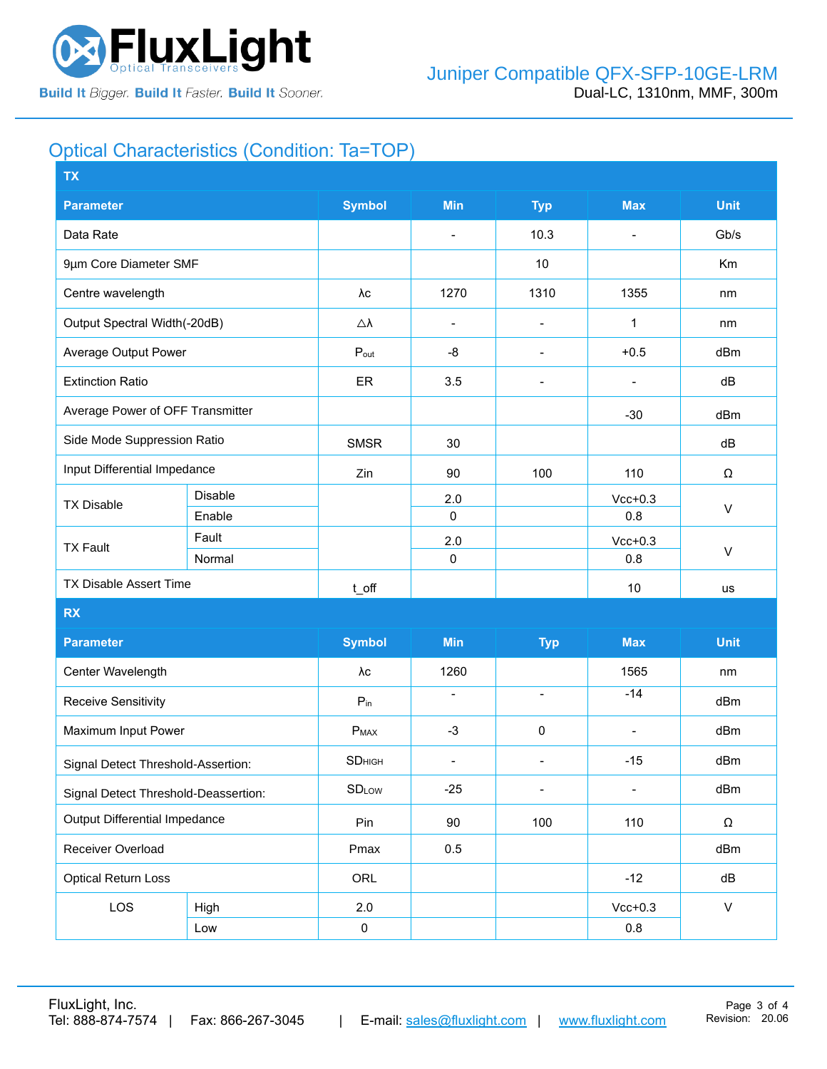## Optical Characteristics (Condition: Ta=TOP)

| Parameter | | Symbol | Min | Typ | Max | Unit |
|---|---|---|---|---|---|---|
| **TX** | | | | | | |
| Data Rate | | | - | 10.3 | - | Gb/s |
| 9µm Core Diameter SMF | | | | 10 | | Km |
| Centre wavelength | | λc | 1270 | 1310 | 1355 | nm |
| Output Spectral Width(-20dB) | | △λ | - | - | 1 | nm |
| Average Output Power | | $P_{out}$ | -8 | - | +0.5 | dBm |
| Extinction Ratio | | ER | 3.5 | - | - | dB |
| Average Power of OFF Transmitter | | | | | -30 | dBm |
| Side Mode Suppression Ratio | | SMSR | 30 | | | dB |
| Input Differential Impedance | | Zin | 90 | 100 | 110 | Ω |
| TX Disable | Disable | | 2.0 | | Vcc+0.3 | V |
| | Enable | | 0 | | 0.8 | V |
| TX Fault | Fault | | 2.0 | | Vcc+0.3 | V |
| | Normal | | 0 | | 0.8 | V |
| TX Disable Assert Time | | t_off | | | 10 | us |
| **RX** | | | | | | |
| Center Wavelength | | λc | 1260 | | 1565 | nm |
| Receive Sensitivity | | $P_{in}$ | - | - | -14 | dBm |
| Maximum Input Power | | $P_{MAX}$ | -3 | 0 | - | dBm |
| Signal Detect Threshold-Assertion: | | $SD_{HIGH}$ | - | - | -15 | dBm |
| Signal Detect Threshold-Deassertion: | | $SD_{LOW}$ | -25 | - | - | dBm |
| Output Differential Impedance | | Pin | 90 | 100 | 110 | Ω |
| Receiver Overload | | Pmax | 0.5 | | | dBm |
| Optical Return Loss | | ORL | | | -12 | dB |
| LOS | High | 2.0 | | | Vcc+0.3 | V |
| | Low | 0 | | | 0.8 | V |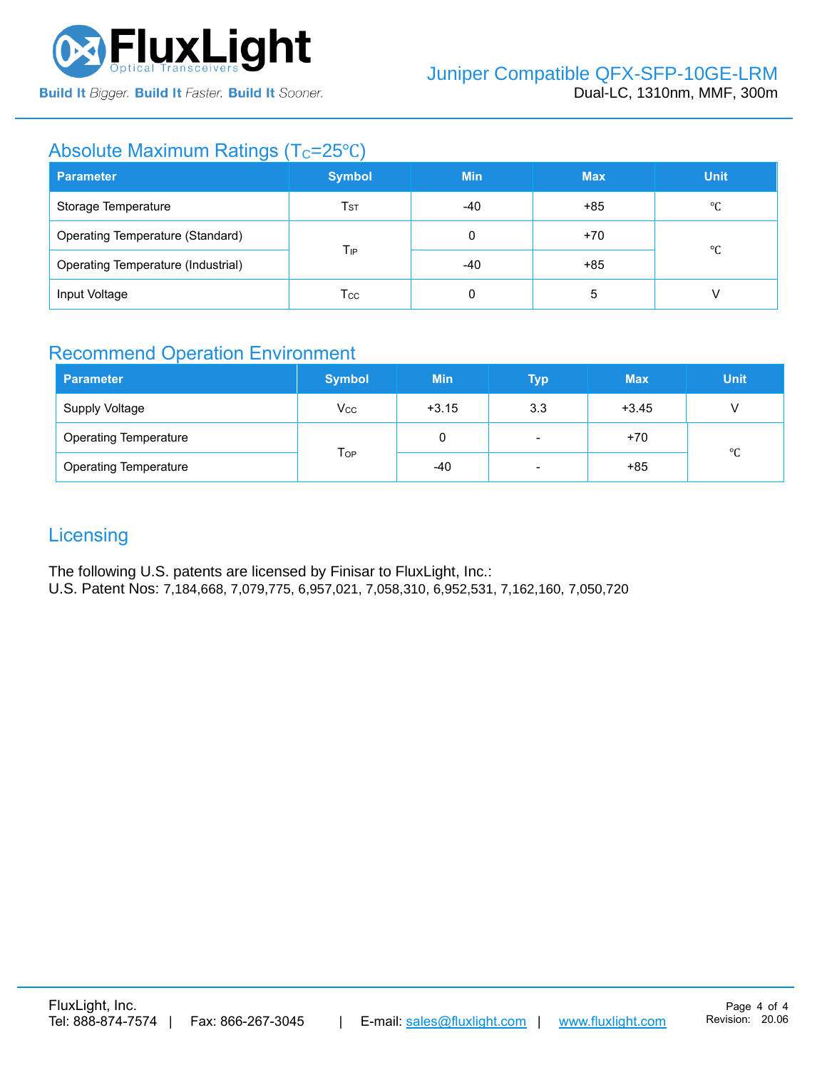## Absolute Maximum Ratings ($T_C$=25℃)

| Parameter | Symbol | Min | Max | Unit |
|---|---|---|---|---|
| Storage Temperature | $T_{ST}$ | -40 | +85 | ℃ |
| Operating Temperature (Standard) | $T_{IP}$ | 0 | +70 | ℃ |
| Operating Temperature (Industrial) | | -40 | +85 | |
| Input Voltage | $T_{CC}$ | 0 | 5 | V |

## Recommend Operation Environment

| Parameter | Symbol | Min | Typ | Max | Unit |
|---|---|---|---|---|---|
| Supply Voltage | $V_{CC}$ | +3.15 | 3.3 | +3.45 | V |
| Operating Temperature | $T_{OP}$ | 0 | - | +70 | ℃ |
| Operating Temperature | | -40 | - | +85 | |

## Licensing

The following U.S. patents are licensed by Finisar to FluxLight, Inc.:
U.S. Patent Nos: 7,184,668, 7,079,775, 6,957,021, 7,058,310, 6,952,531, 7,162,160, 7,050,720